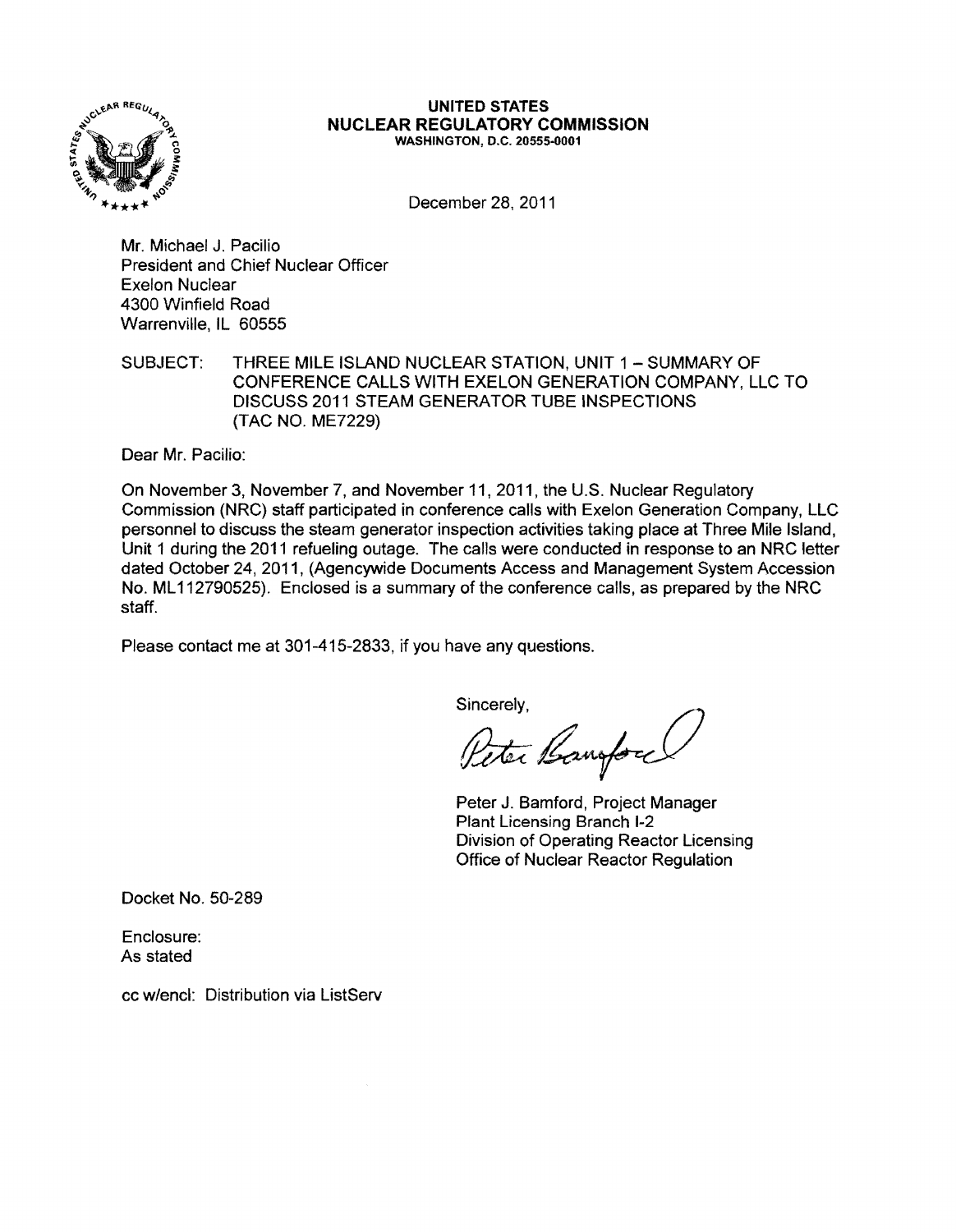# UNITED STATES
# NUCLEAR REGULATORY COMMISSION
WASHINGTON, D.C. 20555-0001

December 28, 2011

Mr. Michael J. Pacilio
President and Chief Nuclear Officer
Exelon Nuclear
4300 Winfield Road
Warrenville, IL 60555

SUBJECT: THREE MILE ISLAND NUCLEAR STATION, UNIT 1 – SUMMARY OF CONFERENCE CALLS WITH EXELON GENERATION COMPANY, LLC TO DISCUSS 2011 STEAM GENERATOR TUBE INSPECTIONS (TAC NO. ME7229)

Dear Mr. Pacilio:

On November 3, November 7, and November 11, 2011, the U.S. Nuclear Regulatory Commission (NRC) staff participated in conference calls with Exelon Generation Company, LLC personnel to discuss the steam generator inspection activities taking place at Three Mile Island, Unit 1 during the 2011 refueling outage. The calls were conducted in response to an NRC letter dated October 24, 2011, (Agencywide Documents Access and Management System Accession No. ML112790525). Enclosed is a summary of the conference calls, as prepared by the NRC staff.

Please contact me at 301-415-2833, if you have any questions.

Sincerely,

Peter J. Bamford, Project Manager
Plant Licensing Branch I-2
Division of Operating Reactor Licensing
Office of Nuclear Reactor Regulation

Docket No. 50-289

Enclosure:
As stated

cc w/encl: Distribution via ListServ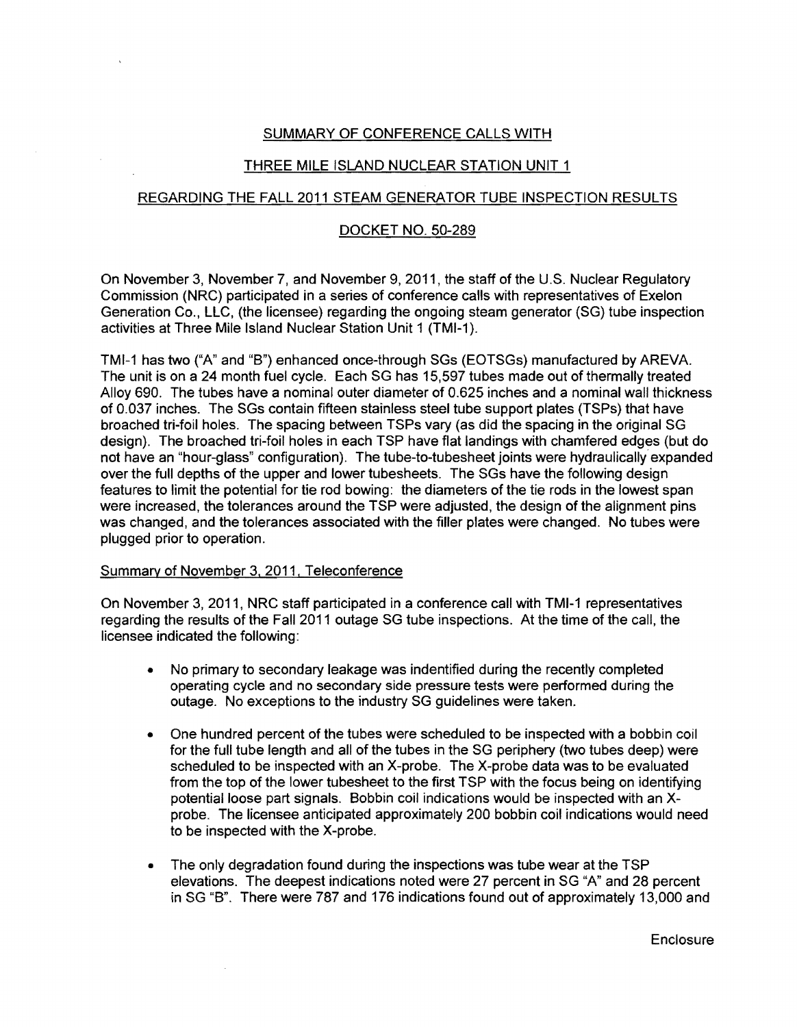## SUMMARY OF CONFERENCE CALLS WITH

## THREE MILE ISLAND NUCLEAR STATION UNIT 1

## REGARDING THE FALL 2011 STEAM GENERATOR TUBE INSPECTION RESULTS

## DOCKET NO. 50-289

On November 3, November 7, and November 9, 2011, the staff of the U.S. Nuclear Regulatory Commission (NRC) participated in a series of conference calls with representatives of Exelon Generation Co., LLC, (the licensee) regarding the ongoing steam generator (SG) tube inspection activities at Three Mile Island Nuclear Station Unit 1 (TMI-1).

TMI-1 has two ("A" and "B") enhanced once-through SGs (EOTSGs) manufactured by AREVA. The unit is on a 24 month fuel cycle. Each SG has 15,597 tubes made out of thermally treated Alloy 690. The tubes have a nominal outer diameter of 0.625 inches and a nominal wall thickness of 0.037 inches. The SGs contain fifteen stainless steel tube support plates (TSPs) that have broached tri-foil holes. The spacing between TSPs vary (as did the spacing in the original SG design). The broached tri-foil holes in each TSP have flat landings with chamfered edges (but do not have an "hour-glass" configuration). The tube-to-tubesheet joints were hydraulically expanded over the full depths of the upper and lower tubesheets. The SGs have the following design features to limit the potential for tie rod bowing: the diameters of the tie rods in the lowest span were increased, the tolerances around the TSP were adjusted, the design of the alignment pins was changed, and the tolerances associated with the filler plates were changed. No tubes were plugged prior to operation.

### Summary of November 3, 2011, Teleconference

On November 3, 2011, NRC staff participated in a conference call with TMI-1 representatives regarding the results of the Fall 2011 outage SG tube inspections. At the time of the call, the licensee indicated the following:

- No primary to secondary leakage was indentified during the recently completed operating cycle and no secondary side pressure tests were performed during the outage. No exceptions to the industry SG guidelines were taken.

- One hundred percent of the tubes were scheduled to be inspected with a bobbin coil for the full tube length and all of the tubes in the SG periphery (two tubes deep) were scheduled to be inspected with an X-probe. The X-probe data was to be evaluated from the top of the lower tubesheet to the first TSP with the focus being on identifying potential loose part signals. Bobbin coil indications would be inspected with an X-probe. The licensee anticipated approximately 200 bobbin coil indications would need to be inspected with the X-probe.

- The only degradation found during the inspections was tube wear at the TSP elevations. The deepest indications noted were 27 percent in SG "A" and 28 percent in SG "B". There were 787 and 176 indications found out of approximately 13,000 and

Enclosure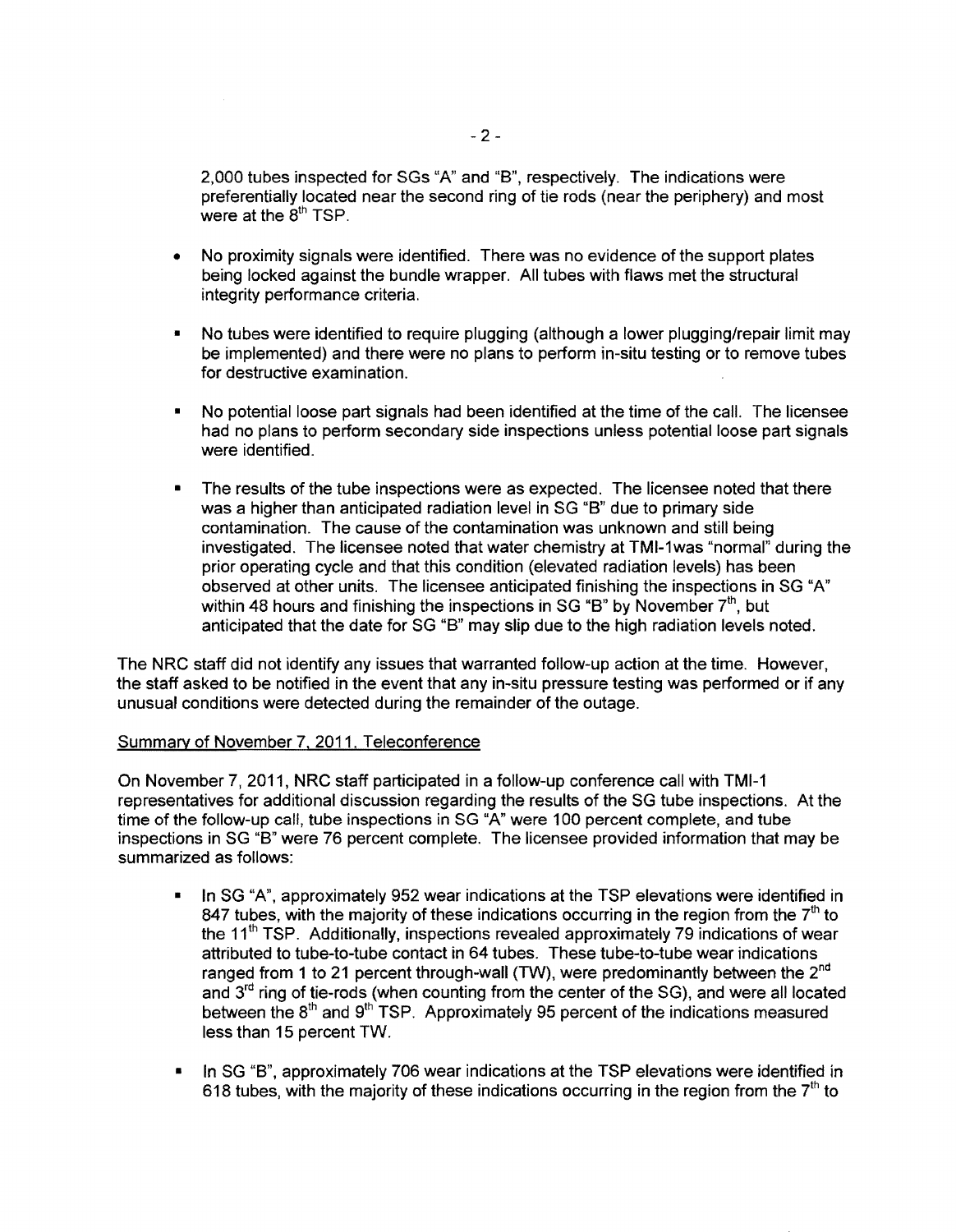2,000 tubes inspected for SGs "A" and "B", respectively. The indications were preferentially located near the second ring of tie rods (near the periphery) and most were at the 8th TSP.

- No proximity signals were identified. There was no evidence of the support plates being locked against the bundle wrapper. All tubes with flaws met the structural integrity performance criteria.
- No tubes were identified to require plugging (although a lower plugging/repair limit may be implemented) and there were no plans to perform in-situ testing or to remove tubes for destructive examination.
- No potential loose part signals had been identified at the time of the call. The licensee had no plans to perform secondary side inspections unless potential loose part signals were identified.
- The results of the tube inspections were as expected. The licensee noted that there was a higher than anticipated radiation level in SG "B" due to primary side contamination. The cause of the contamination was unknown and still being investigated. The licensee noted that water chemistry at TMI-1was "normal" during the prior operating cycle and that this condition (elevated radiation levels) has been observed at other units. The licensee anticipated finishing the inspections in SG "A" within 48 hours and finishing the inspections in SG "B" by November 7th, but anticipated that the date for SG "B" may slip due to the high radiation levels noted.

The NRC staff did not identify any issues that warranted follow-up action at the time. However, the staff asked to be notified in the event that any in-situ pressure testing was performed or if any unusual conditions were detected during the remainder of the outage.

Summary of November 7, 2011, Teleconference

On November 7, 2011, NRC staff participated in a follow-up conference call with TMI-1 representatives for additional discussion regarding the results of the SG tube inspections. At the time of the follow-up call, tube inspections in SG "A" were 100 percent complete, and tube inspections in SG "B" were 76 percent complete. The licensee provided information that may be summarized as follows:

- In SG "A", approximately 952 wear indications at the TSP elevations were identified in 847 tubes, with the majority of these indications occurring in the region from the 7th to the 11th TSP. Additionally, inspections revealed approximately 79 indications of wear attributed to tube-to-tube contact in 64 tubes. These tube-to-tube wear indications ranged from 1 to 21 percent through-wall (TW), were predominantly between the 2nd and 3rd ring of tie-rods (when counting from the center of the SG), and were all located between the 8th and 9th TSP. Approximately 95 percent of the indications measured less than 15 percent TW.
- In SG "B", approximately 706 wear indications at the TSP elevations were identified in 618 tubes, with the majority of these indications occurring in the region from the 7th to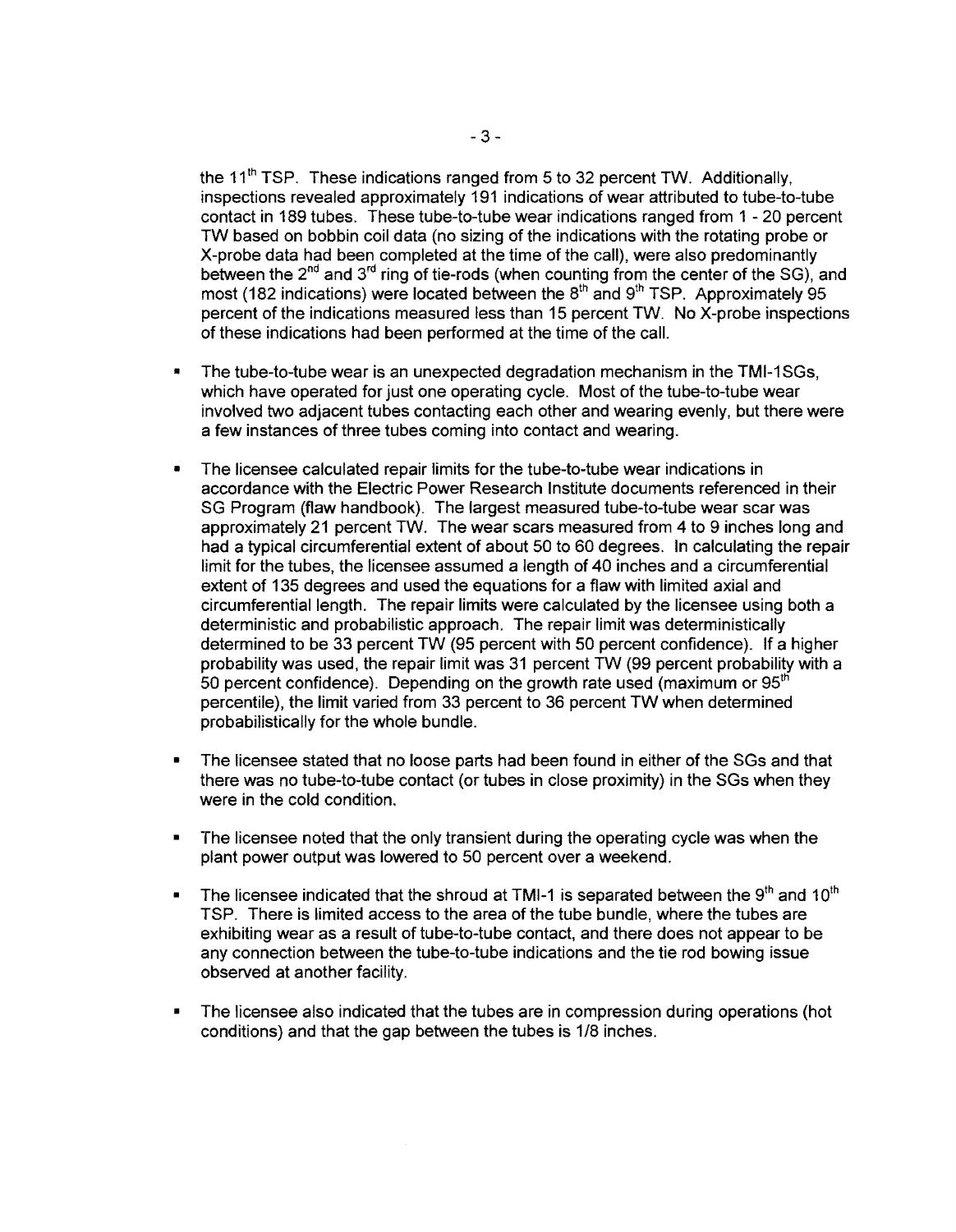the 11th TSP. These indications ranged from 5 to 32 percent TW. Additionally, inspections revealed approximately 191 indications of wear attributed to tube-to-tube contact in 189 tubes. These tube-to-tube wear indications ranged from 1 - 20 percent TW based on bobbin coil data (no sizing of the indications with the rotating probe or X-probe data had been completed at the time of the call), were also predominantly between the 2nd and 3rd ring of tie-rods (when counting from the center of the SG), and most (182 indications) were located between the 8th and 9th TSP. Approximately 95 percent of the indications measured less than 15 percent TW. No X-probe inspections of these indications had been performed at the time of the call.

- The tube-to-tube wear is an unexpected degradation mechanism in the TMI-1SGs, which have operated for just one operating cycle. Most of the tube-to-tube wear involved two adjacent tubes contacting each other and wearing evenly, but there were a few instances of three tubes coming into contact and wearing.

- The licensee calculated repair limits for the tube-to-tube wear indications in accordance with the Electric Power Research Institute documents referenced in their SG Program (flaw handbook). The largest measured tube-to-tube wear scar was approximately 21 percent TW. The wear scars measured from 4 to 9 inches long and had a typical circumferential extent of about 50 to 60 degrees. In calculating the repair limit for the tubes, the licensee assumed a length of 40 inches and a circumferential extent of 135 degrees and used the equations for a flaw with limited axial and circumferential length. The repair limits were calculated by the licensee using both a deterministic and probabilistic approach. The repair limit was deterministically determined to be 33 percent TW (95 percent with 50 percent confidence). If a higher probability was used, the repair limit was 31 percent TW (99 percent probability with a 50 percent confidence). Depending on the growth rate used (maximum or 95th percentile), the limit varied from 33 percent to 36 percent TW when determined probabilistically for the whole bundle.

- The licensee stated that no loose parts had been found in either of the SGs and that there was no tube-to-tube contact (or tubes in close proximity) in the SGs when they were in the cold condition.

- The licensee noted that the only transient during the operating cycle was when the plant power output was lowered to 50 percent over a weekend.

- The licensee indicated that the shroud at TMI-1 is separated between the 9th and 10th TSP. There is limited access to the area of the tube bundle, where the tubes are exhibiting wear as a result of tube-to-tube contact, and there does not appear to be any connection between the tube-to-tube indications and the tie rod bowing issue observed at another facility.

- The licensee also indicated that the tubes are in compression during operations (hot conditions) and that the gap between the tubes is 1/8 inches.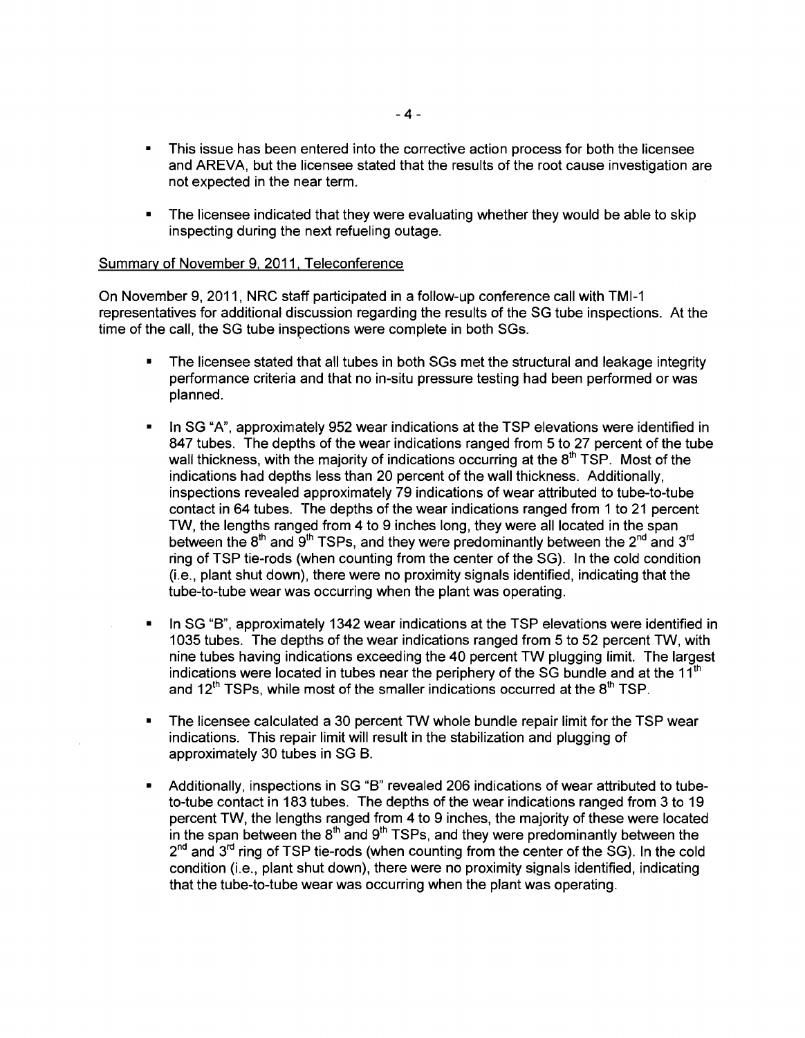- This issue has been entered into the corrective action process for both the licensee and AREVA, but the licensee stated that the results of the root cause investigation are not expected in the near term.

- The licensee indicated that they were evaluating whether they would be able to skip inspecting during the next refueling outage.

Summary of November 9, 2011, Teleconference

On November 9, 2011, NRC staff participated in a follow-up conference call with TMI-1 representatives for additional discussion regarding the results of the SG tube inspections. At the time of the call, the SG tube inspections were complete in both SGs.

- The licensee stated that all tubes in both SGs met the structural and leakage integrity performance criteria and that no in-situ pressure testing had been performed or was planned.

- In SG "A", approximately 952 wear indications at the TSP elevations were identified in 847 tubes. The depths of the wear indications ranged from 5 to 27 percent of the tube wall thickness, with the majority of indications occurring at the 8th TSP. Most of the indications had depths less than 20 percent of the wall thickness. Additionally, inspections revealed approximately 79 indications of wear attributed to tube-to-tube contact in 64 tubes. The depths of the wear indications ranged from 1 to 21 percent TW, the lengths ranged from 4 to 9 inches long, they were all located in the span between the 8th and 9th TSPs, and they were predominantly between the 2nd and 3rd ring of TSP tie-rods (when counting from the center of the SG). In the cold condition (i.e., plant shut down), there were no proximity signals identified, indicating that the tube-to-tube wear was occurring when the plant was operating.

- In SG "B", approximately 1342 wear indications at the TSP elevations were identified in 1035 tubes. The depths of the wear indications ranged from 5 to 52 percent TW, with nine tubes having indications exceeding the 40 percent TW plugging limit. The largest indications were located in tubes near the periphery of the SG bundle and at the 11th and 12th TSPs, while most of the smaller indications occurred at the 8th TSP.

- The licensee calculated a 30 percent TW whole bundle repair limit for the TSP wear indications. This repair limit will result in the stabilization and plugging of approximately 30 tubes in SG B.

- Additionally, inspections in SG "B" revealed 206 indications of wear attributed to tube-to-tube contact in 183 tubes. The depths of the wear indications ranged from 3 to 19 percent TW, the lengths ranged from 4 to 9 inches, the majority of these were located in the span between the 8th and 9th TSPs, and they were predominantly between the 2nd and 3rd ring of TSP tie-rods (when counting from the center of the SG). In the cold condition (i.e., plant shut down), there were no proximity signals identified, indicating that the tube-to-tube wear was occurring when the plant was operating.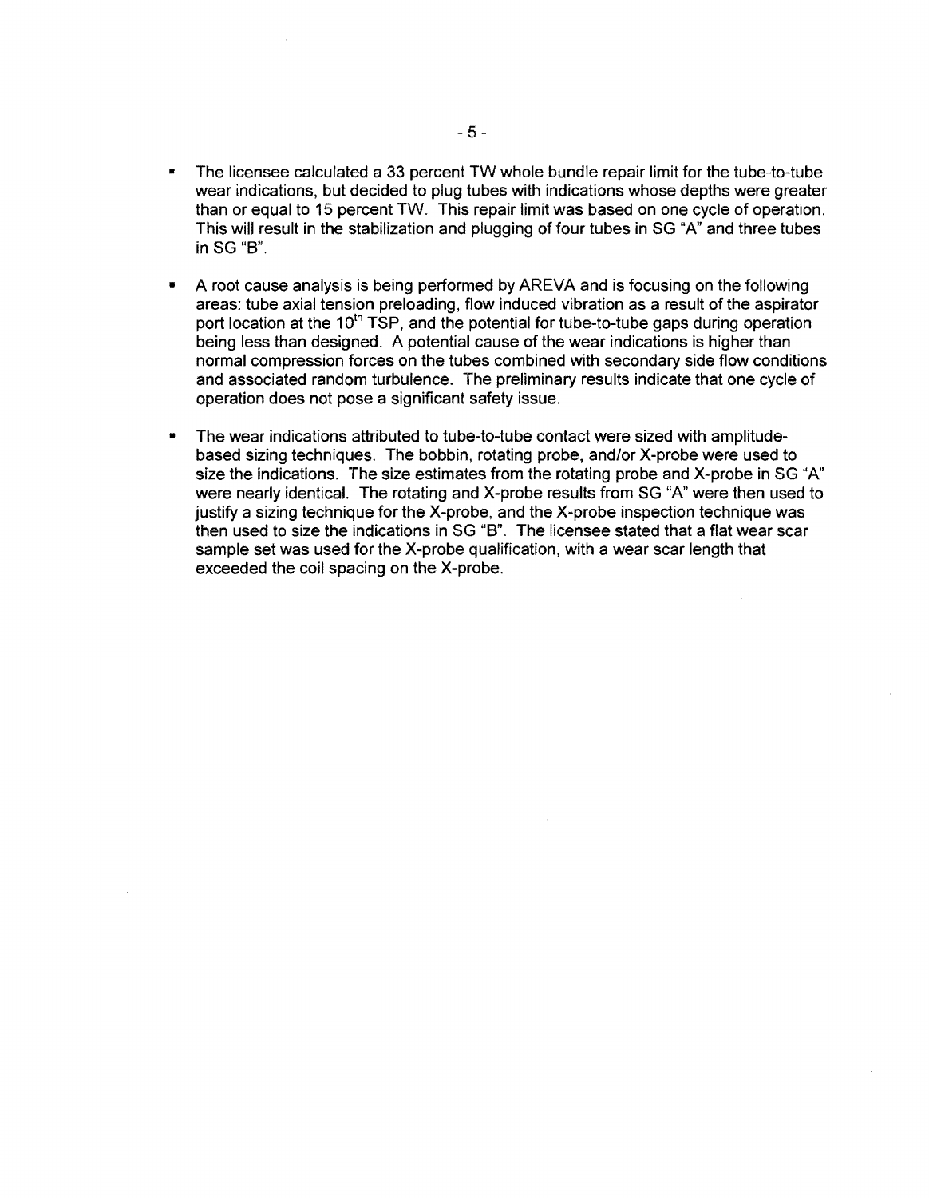- The licensee calculated a 33 percent TW whole bundle repair limit for the tube-to-tube wear indications, but decided to plug tubes with indications whose depths were greater than or equal to 15 percent TW. This repair limit was based on one cycle of operation. This will result in the stabilization and plugging of four tubes in SG "A" and three tubes in SG "B".

- A root cause analysis is being performed by AREVA and is focusing on the following areas: tube axial tension preloading, flow induced vibration as a result of the aspirator port location at the 10$^{th}$ TSP, and the potential for tube-to-tube gaps during operation being less than designed. A potential cause of the wear indications is higher than normal compression forces on the tubes combined with secondary side flow conditions and associated random turbulence. The preliminary results indicate that one cycle of operation does not pose a significant safety issue.

- The wear indications attributed to tube-to-tube contact were sized with amplitude-based sizing techniques. The bobbin, rotating probe, and/or X-probe were used to size the indications. The size estimates from the rotating probe and X-probe in SG "A" were nearly identical. The rotating and X-probe results from SG "A" were then used to justify a sizing technique for the X-probe, and the X-probe inspection technique was then used to size the indications in SG "B". The licensee stated that a flat wear scar sample set was used for the X-probe qualification, with a wear scar length that exceeded the coil spacing on the X-probe.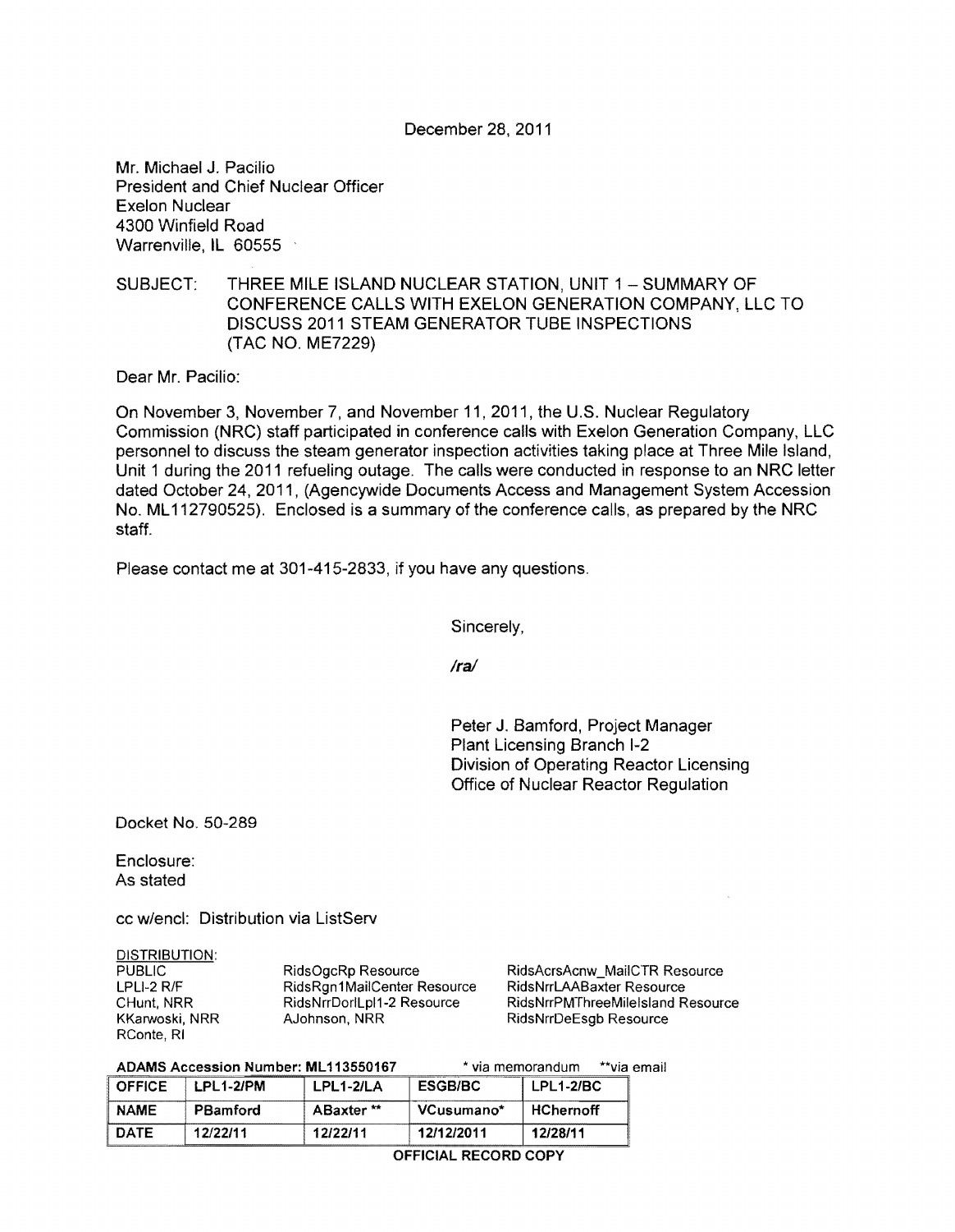December 28, 2011

Mr. Michael J. Pacilio
President and Chief Nuclear Officer
Exelon Nuclear
4300 Winfield Road
Warrenville, IL 60555

SUBJECT: THREE MILE ISLAND NUCLEAR STATION, UNIT 1 – SUMMARY OF CONFERENCE CALLS WITH EXELON GENERATION COMPANY, LLC TO DISCUSS 2011 STEAM GENERATOR TUBE INSPECTIONS (TAC NO. ME7229)

Dear Mr. Pacilio:

On November 3, November 7, and November 11, 2011, the U.S. Nuclear Regulatory Commission (NRC) staff participated in conference calls with Exelon Generation Company, LLC personnel to discuss the steam generator inspection activities taking place at Three Mile Island, Unit 1 during the 2011 refueling outage. The calls were conducted in response to an NRC letter dated October 24, 2011, (Agencywide Documents Access and Management System Accession No. ML112790525). Enclosed is a summary of the conference calls, as prepared by the NRC staff.

Please contact me at 301-415-2833, if you have any questions.

Sincerely,

*/ra/*

Peter J. Bamford, Project Manager
Plant Licensing Branch I-2
Division of Operating Reactor Licensing
Office of Nuclear Reactor Regulation

Docket No. 50-289

Enclosure:
As stated

cc w/encl: Distribution via ListServ

DISTRIBUTION:

| | | |
|---|---|---|
| PUBLIC | RidsOgcRp Resource | RidsAcrsAcnw_MailCTR Resource |
| LPLI-2 R/F | RidsRgn1MailCenter Resource | RidsNrrLAABaxter Resource |
| CHunt, NRR | RidsNrrDorlLpl1-2 Resource | RidsNrrPMThreeMileIsland Resource |
| KKarwoski, NRR | AJohnson, NRR | RidsNrrDeEsgb Resource |
| RConte, RI | | |

**ADAMS Accession Number: ML113550167** * via memorandum **via email

| OFFICE | LPL1-2/PM | LPL1-2/LA | ESGB/BC | LPL1-2/BC |
|---|---|---|---|---|
| NAME | PBamford | ABaxter ** | VCusumano* | HChernoff |
| DATE | 12/22/11 | 12/22/11 | 12/12/2011 | 12/28/11 |

OFFICIAL RECORD COPY